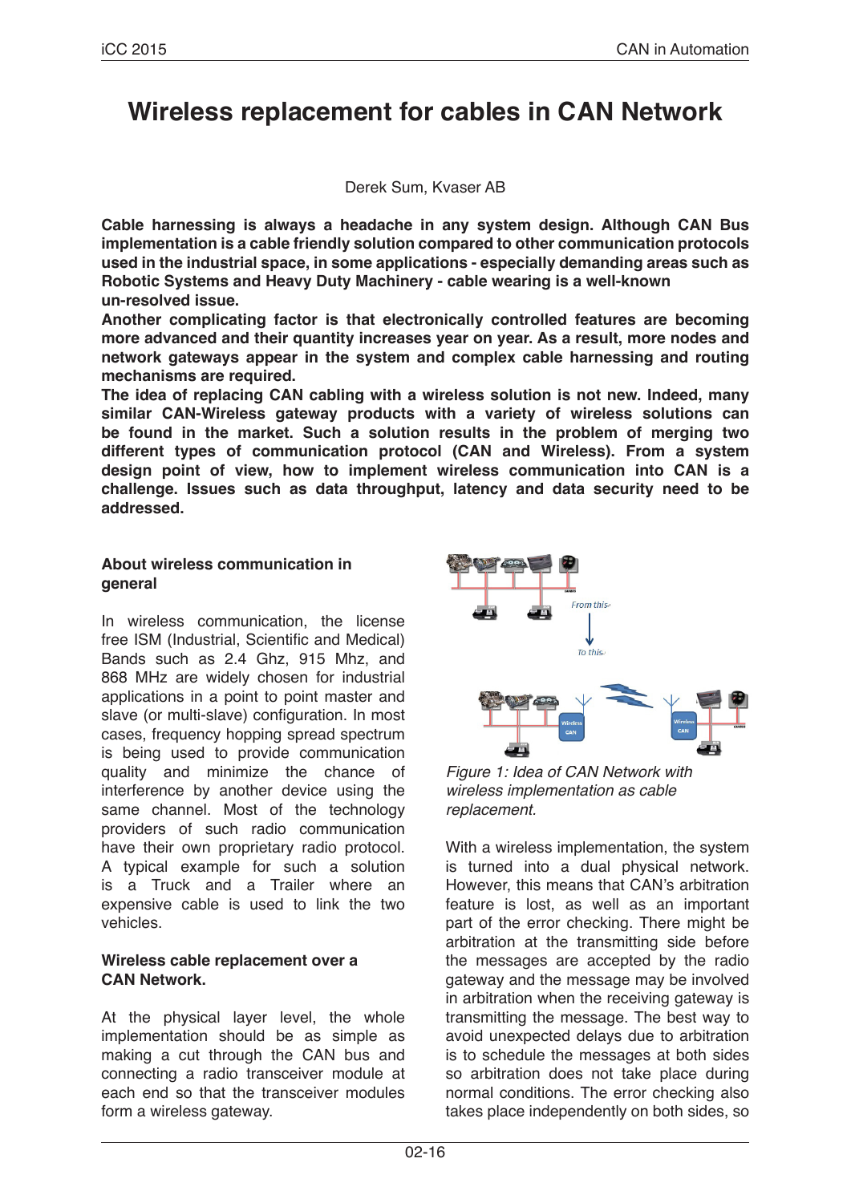# Wireless replacement for cables in CAN Network

Derek Sum, Kvaser AB

**Cable harnessing is always a headache in any system design. Although CAN Bus implementation is a cable friendly solution compared to other communication protocols used in the industrial space, in some applications - especially demanding areas such as Robotic Systems and Heavy Duty Machinery - cable wearing is a well-known un-resolved issue.**

**Another complicating factor is that electronically controlled features are becoming more advanced and their quantity increases year on year. As a result, more nodes and network gateways appear in the system and complex cable harnessing and routing mechanisms are required.**

**The idea of replacing CAN cabling with a wireless solution is not new. Indeed, many similar CAN-Wireless gateway products with a variety of wireless solutions can be found in the market. Such a solution results in the problem of merging two different types of communication protocol (CAN and Wireless). From a system design point of view, how to implement wireless communication into CAN is a challenge. Issues such as data throughput, latency and data security need to be addressed.**

### About wireless communication in general

In wireless communication, the license free ISM (Industrial, Scientific and Medical) Bands such as 2.4 Ghz, 915 Mhz, and 868 MHz are widely chosen for industrial applications in a point to point master and slave (or multi-slave) configuration. In most cases, frequency hopping spread spectrum is being used to provide communication quality and minimize the chance of interference by another device using the same channel. Most of the technology providers of such radio communication have their own proprietary radio protocol. A typical example for such a solution is a Truck and a Trailer where an expensive cable is used to link the two vehicles.

### Wireless cable replacement over a CAN Network.

At the physical layer level, the whole implementation should be as simple as making a cut through the CAN bus and connecting a radio transceiver module at each end so that the transceiver modules form a wireless gateway.

*Figure 1: Idea of CAN Network with wireless implementation as cable replacement.*

With a wireless implementation, the system is turned into a dual physical network. However, this means that CAN's arbitration feature is lost, as well as an important part of the error checking. There might be arbitration at the transmitting side before the messages are accepted by the radio gateway and the message may be involved in arbitration when the receiving gateway is transmitting the message. The best way to avoid unexpected delays due to arbitration is to schedule the messages at both sides so arbitration does not take place during normal conditions. The error checking also takes place independently on both sides, so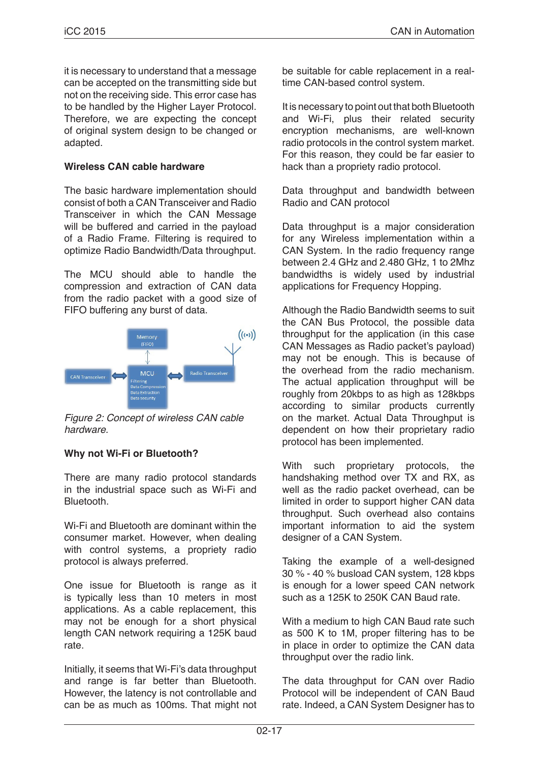it is necessary to understand that a message can be accepted on the transmitting side but not on the receiving side. This error case has to be handled by the Higher Layer Protocol. Therefore, we are expecting the concept of original system design to be changed or adapted.

**Wireless CAN cable hardware**

The basic hardware implementation should consist of both a CAN Transceiver and Radio Transceiver in which the CAN Message will be buffered and carried in the payload of a Radio Frame. Filtering is required to optimize Radio Bandwidth/Data throughput.

The MCU should able to handle the compression and extraction of CAN data from the radio packet with a good size of FIFO buffering any burst of data.

*Figure 2: Concept of wireless CAN cable hardware.*

**Why not Wi-Fi or Bluetooth?**

There are many radio protocol standards in the industrial space such as Wi-Fi and Bluetooth.

Wi-Fi and Bluetooth are dominant within the consumer market. However, when dealing with control systems, a propriety radio protocol is always preferred.

One issue for Bluetooth is range as it is typically less than 10 meters in most applications. As a cable replacement, this may not be enough for a short physical length CAN network requiring a 125K baud rate.

Initially, it seems that Wi-Fi's data throughput and range is far better than Bluetooth. However, the latency is not controllable and can be as much as 100ms. That might not be suitable for cable replacement in a real-time CAN-based control system.

It is necessary to point out that both Bluetooth and Wi-Fi, plus their related security encryption mechanisms, are well-known radio protocols in the control system market. For this reason, they could be far easier to hack than a propriety radio protocol.

Data throughput and bandwidth between Radio and CAN protocol

Data throughput is a major consideration for any Wireless implementation within a CAN System. In the radio frequency range between 2.4 GHz and 2.480 GHz, 1 to 2Mhz bandwidths is widely used by industrial applications for Frequency Hopping.

Although the Radio Bandwidth seems to suit the CAN Bus Protocol, the possible data throughput for the application (in this case CAN Messages as Radio packet's payload) may not be enough. This is because of the overhead from the radio mechanism. The actual application throughput will be roughly from 20kbps to as high as 128kbps according to similar products currently on the market. Actual Data Throughput is dependent on how their proprietary radio protocol has been implemented.

With such proprietary protocols, the handshaking method over TX and RX, as well as the radio packet overhead, can be limited in order to support higher CAN data throughput. Such overhead also contains important information to aid the system designer of a CAN System.

Taking the example of a well-designed 30 % - 40 % busload CAN system, 128 kbps is enough for a lower speed CAN network such as a 125K to 250K CAN Baud rate.

With a medium to high CAN Baud rate such as 500 K to 1M, proper filtering has to be in place in order to optimize the CAN data throughput over the radio link.

The data throughput for CAN over Radio Protocol will be independent of CAN Baud rate. Indeed, a CAN System Designer has to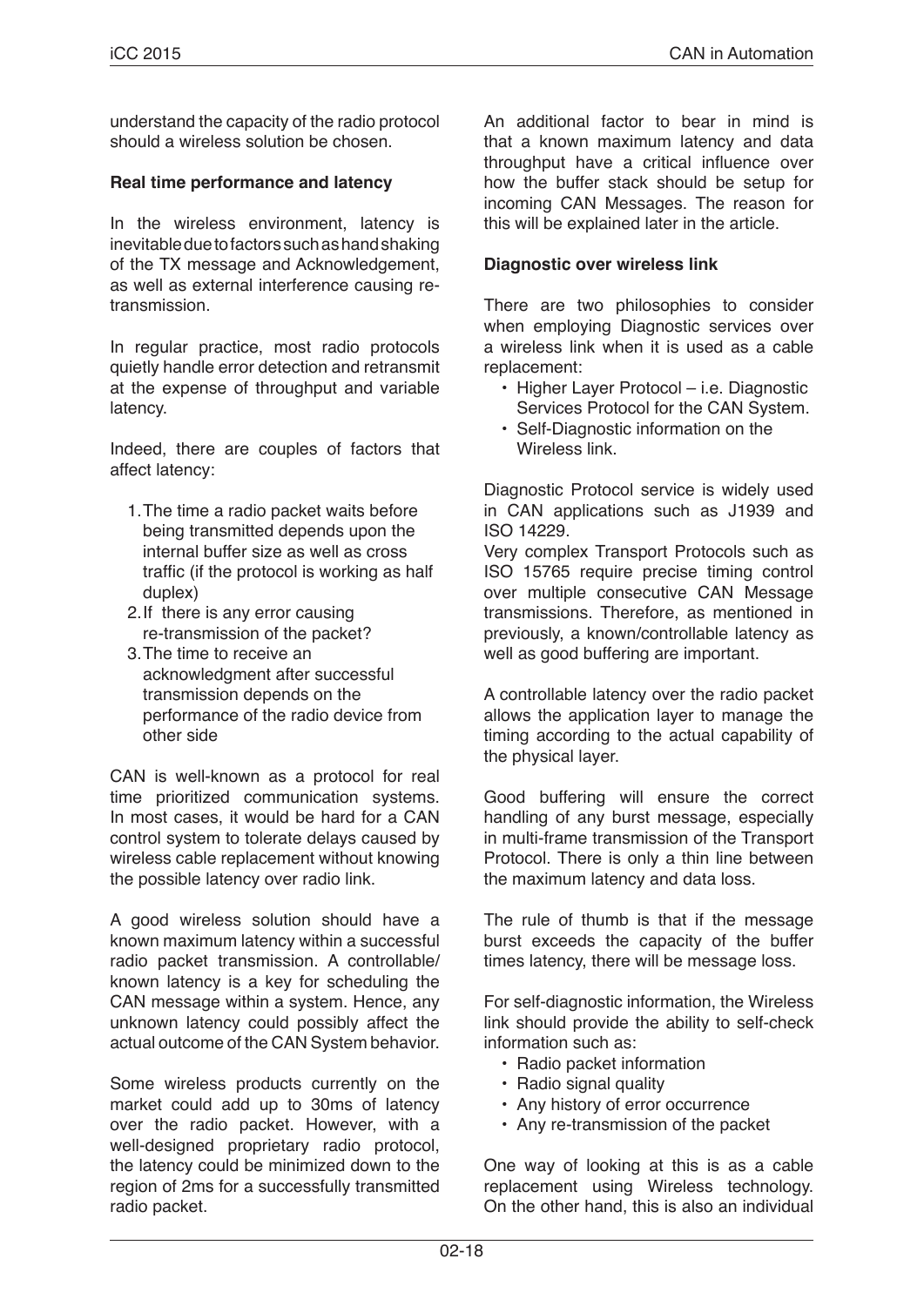understand the capacity of the radio protocol should a wireless solution be chosen.

**Real time performance and latency**

In the wireless environment, latency is inevitable due to factors such as hand shaking of the TX message and Acknowledgement, as well as external interference causing re-transmission.

In regular practice, most radio protocols quietly handle error detection and retransmit at the expense of throughput and variable latency.

Indeed, there are couples of factors that affect latency:

1. The time a radio packet waits before being transmitted depends upon the internal buffer size as well as cross traffic (if the protocol is working as half duplex)
2. If there is any error causing re-transmission of the packet?
3. The time to receive an acknowledgment after successful transmission depends on the performance of the radio device from other side

CAN is well-known as a protocol for real time prioritized communication systems. In most cases, it would be hard for a CAN control system to tolerate delays caused by wireless cable replacement without knowing the possible latency over radio link.

A good wireless solution should have a known maximum latency within a successful radio packet transmission. A controllable/known latency is a key for scheduling the CAN message within a system. Hence, any unknown latency could possibly affect the actual outcome of the CAN System behavior.

Some wireless products currently on the market could add up to 30ms of latency over the radio packet. However, with a well-designed proprietary radio protocol, the latency could be minimized down to the region of 2ms for a successfully transmitted radio packet.

An additional factor to bear in mind is that a known maximum latency and data throughput have a critical influence over how the buffer stack should be setup for incoming CAN Messages. The reason for this will be explained later in the article.

**Diagnostic over wireless link**

There are two philosophies to consider when employing Diagnostic services over a wireless link when it is used as a cable replacement:

- Higher Layer Protocol – i.e. Diagnostic Services Protocol for the CAN System.
- Self-Diagnostic information on the Wireless link.

Diagnostic Protocol service is widely used in CAN applications such as J1939 and ISO 14229.
Very complex Transport Protocols such as ISO 15765 require precise timing control over multiple consecutive CAN Message transmissions. Therefore, as mentioned in previously, a known/controllable latency as well as good buffering are important.

A controllable latency over the radio packet allows the application layer to manage the timing according to the actual capability of the physical layer.

Good buffering will ensure the correct handling of any burst message, especially in multi-frame transmission of the Transport Protocol. There is only a thin line between the maximum latency and data loss.

The rule of thumb is that if the message burst exceeds the capacity of the buffer times latency, there will be message loss.

For self-diagnostic information, the Wireless link should provide the ability to self-check information such as:

- Radio packet information
- Radio signal quality
- Any history of error occurrence
- Any re-transmission of the packet

One way of looking at this is as a cable replacement using Wireless technology. On the other hand, this is also an individual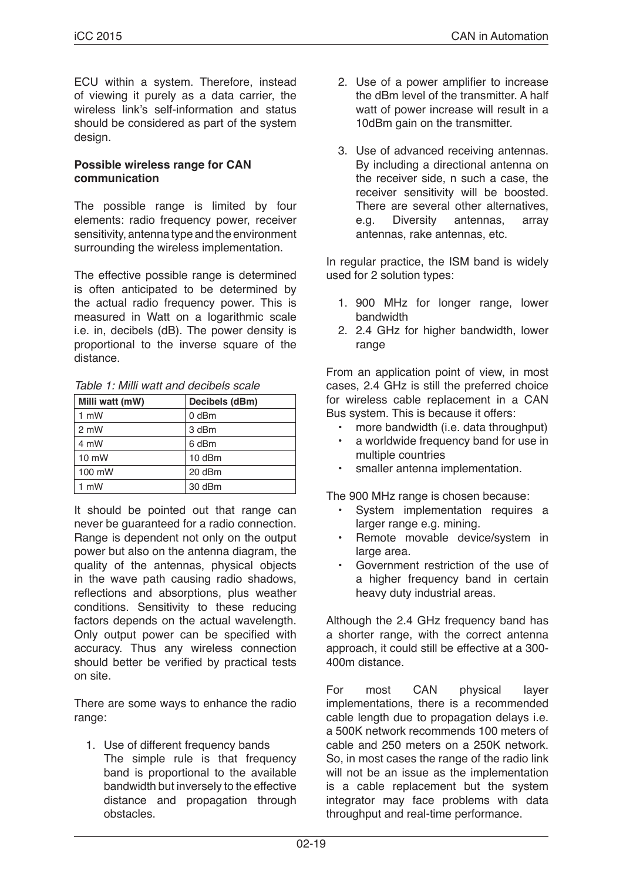ECU within a system. Therefore, instead of viewing it purely as a data carrier, the wireless link's self-information and status should be considered as part of the system design.

**Possible wireless range for CAN communication**

The possible range is limited by four elements: radio frequency power, receiver sensitivity, antenna type and the environment surrounding the wireless implementation.

The effective possible range is determined is often anticipated to be determined by the actual radio frequency power. This is measured in Watt on a logarithmic scale i.e. in, decibels (dB). The power density is proportional to the inverse square of the distance.

*Table 1: Milli watt and decibels scale*

| Milli watt (mW) | Decibels (dBm) |
|---|---|
| 1 mW | 0 dBm |
| 2 mW | 3 dBm |
| 4 mW | 6 dBm |
| 10 mW | 10 dBm |
| 100 mW | 20 dBm |
| 1 mW | 30 dBm |

It should be pointed out that range can never be guaranteed for a radio connection. Range is dependent not only on the output power but also on the antenna diagram, the quality of the antennas, physical objects in the wave path causing radio shadows, reflections and absorptions, plus weather conditions. Sensitivity to these reducing factors depends on the actual wavelength. Only output power can be specified with accuracy. Thus any wireless connection should better be verified by practical tests on site.

There are some ways to enhance the radio range:

1. Use of different frequency bands
   The simple rule is that frequency band is proportional to the available bandwidth but inversely to the effective distance and propagation through obstacles.
2. Use of a power amplifier to increase the dBm level of the transmitter. A half watt of power increase will result in a 10dBm gain on the transmitter.
3. Use of advanced receiving antennas. By including a directional antenna on the receiver side, n such a case, the receiver sensitivity will be boosted. There are several other alternatives, e.g. Diversity antennas, array antennas, rake antennas, etc.

In regular practice, the ISM band is widely used for 2 solution types:

1. 900 MHz for longer range, lower bandwidth
2. 2.4 GHz for higher bandwidth, lower range

From an application point of view, in most cases, 2.4 GHz is still the preferred choice for wireless cable replacement in a CAN Bus system. This is because it offers:

- more bandwidth (i.e. data throughput)
- a worldwide frequency band for use in multiple countries
- smaller antenna implementation.

The 900 MHz range is chosen because:

- System implementation requires a larger range e.g. mining.
- Remote movable device/system in large area.
- Government restriction of the use of a higher frequency band in certain heavy duty industrial areas.

Although the 2.4 GHz frequency band has a shorter range, with the correct antenna approach, it could still be effective at a 300-400m distance.

For most CAN physical layer implementations, there is a recommended cable length due to propagation delays i.e. a 500K network recommends 100 meters of cable and 250 meters on a 250K network. So, in most cases the range of the radio link will not be an issue as the implementation is a cable replacement but the system integrator may face problems with data throughput and real-time performance.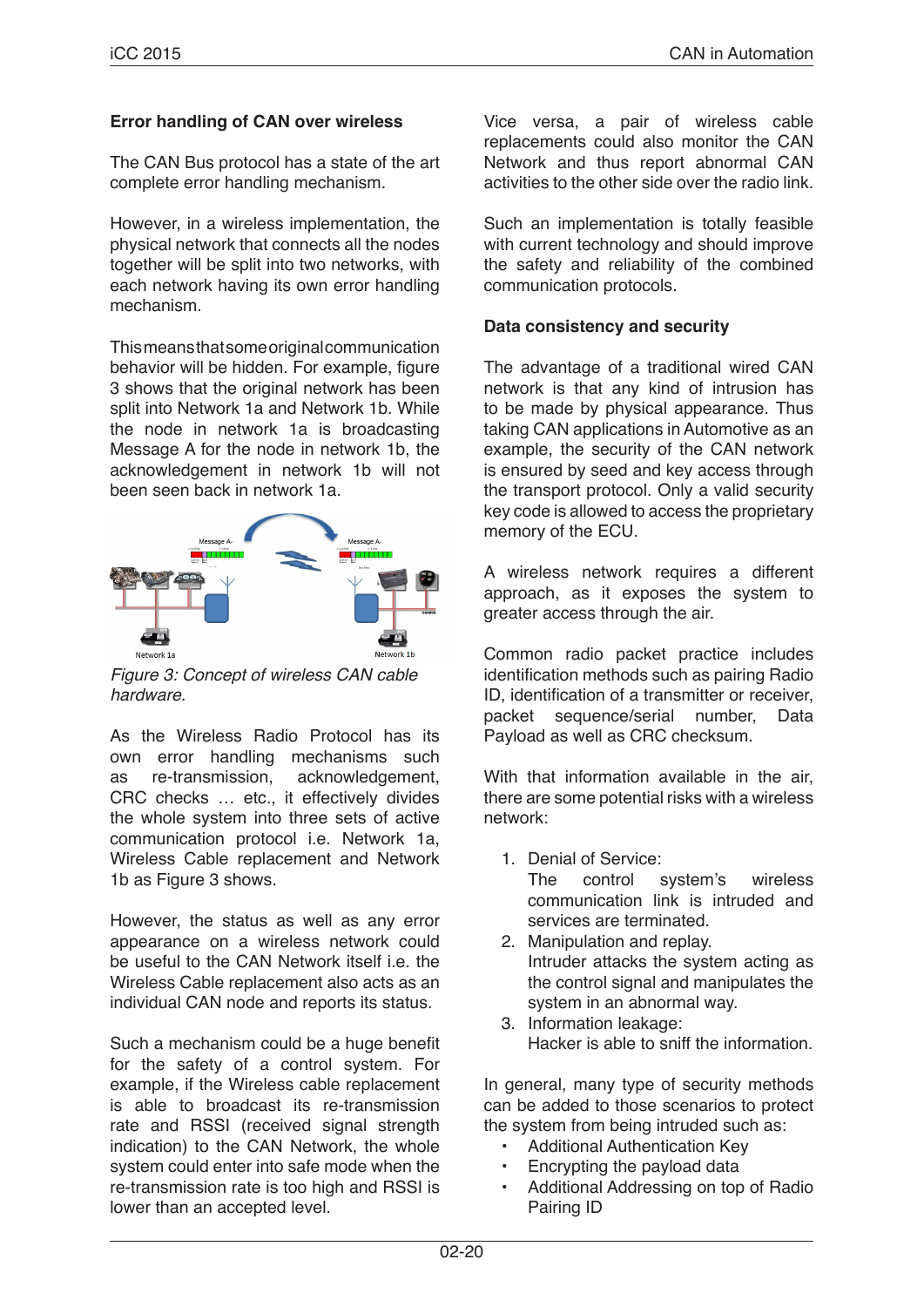### Error handling of CAN over wireless

The CAN Bus protocol has a state of the art complete error handling mechanism.

However, in a wireless implementation, the physical network that connects all the nodes together will be split into two networks, with each network having its own error handling mechanism.

This means that some original communication behavior will be hidden. For example, figure 3 shows that the original network has been split into Network 1a and Network 1b. While the node in network 1a is broadcasting Message A for the node in network 1b, the acknowledgement in network 1b will not been seen back in network 1a.

*Figure 3: Concept of wireless CAN cable hardware.*

As the Wireless Radio Protocol has its own error handling mechanisms such as re-transmission, acknowledgement, CRC checks … etc., it effectively divides the whole system into three sets of active communication protocol i.e. Network 1a, Wireless Cable replacement and Network 1b as Figure 3 shows.

However, the status as well as any error appearance on a wireless network could be useful to the CAN Network itself i.e. the Wireless Cable replacement also acts as an individual CAN node and reports its status.

Such a mechanism could be a huge benefit for the safety of a control system. For example, if the Wireless cable replacement is able to broadcast its re-transmission rate and RSSI (received signal strength indication) to the CAN Network, the whole system could enter into safe mode when the re-transmission rate is too high and RSSI is lower than an accepted level.

Vice versa, a pair of wireless cable replacements could also monitor the CAN Network and thus report abnormal CAN activities to the other side over the radio link.

Such an implementation is totally feasible with current technology and should improve the safety and reliability of the combined communication protocols.

### Data consistency and security

The advantage of a traditional wired CAN network is that any kind of intrusion has to be made by physical appearance. Thus taking CAN applications in Automotive as an example, the security of the CAN network is ensured by seed and key access through the transport protocol. Only a valid security key code is allowed to access the proprietary memory of the ECU.

A wireless network requires a different approach, as it exposes the system to greater access through the air.

Common radio packet practice includes identification methods such as pairing Radio ID, identification of a transmitter or receiver, packet sequence/serial number, Data Payload as well as CRC checksum.

With that information available in the air, there are some potential risks with a wireless network:

1. Denial of Service:
   The control system's wireless communication link is intruded and services are terminated.
2. Manipulation and replay.
   Intruder attacks the system acting as the control signal and manipulates the system in an abnormal way.
3. Information leakage:
   Hacker is able to sniff the information.

In general, many type of security methods can be added to those scenarios to protect the system from being intruded such as:

- Additional Authentication Key
- Encrypting the payload data
- Additional Addressing on top of Radio Pairing ID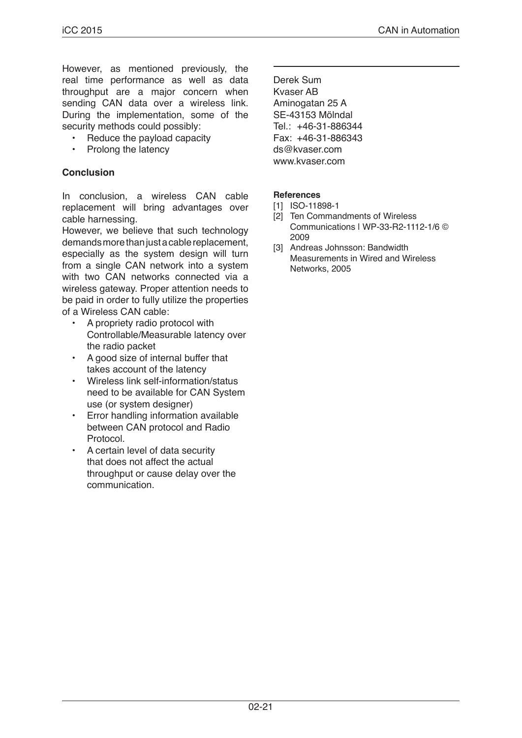However, as mentioned previously, the real time performance as well as data throughput are a major concern when sending CAN data over a wireless link. During the implementation, some of the security methods could possibly:

- Reduce the payload capacity
- Prolong the latency

## Conclusion

In conclusion, a wireless CAN cable replacement will bring advantages over cable harnessing.

However, we believe that such technology demands more than just a cable replacement, especially as the system design will turn from a single CAN network into a system with two CAN networks connected via a wireless gateway. Proper attention needs to be paid in order to fully utilize the properties of a Wireless CAN cable:

- A propriety radio protocol with Controllable/Measurable latency over the radio packet
- A good size of internal buffer that takes account of the latency
- Wireless link self-information/status need to be available for CAN System use (or system designer)
- Error handling information available between CAN protocol and Radio Protocol.
- A certain level of data security that does not affect the actual throughput or cause delay over the communication.

---

Derek Sum
Kvaser AB
Aminogatan 25 A
SE-43153 Mölndal
Tel.: +46-31-886344
Fax: +46-31-886343
ds@kvaser.com
www.kvaser.com

### References

[1] ISO-11898-1

[2] Ten Commandments of Wireless Communications | WP-33-R2-1112-1/6 © 2009

[3] Andreas Johnsson: Bandwidth Measurements in Wired and Wireless Networks, 2005